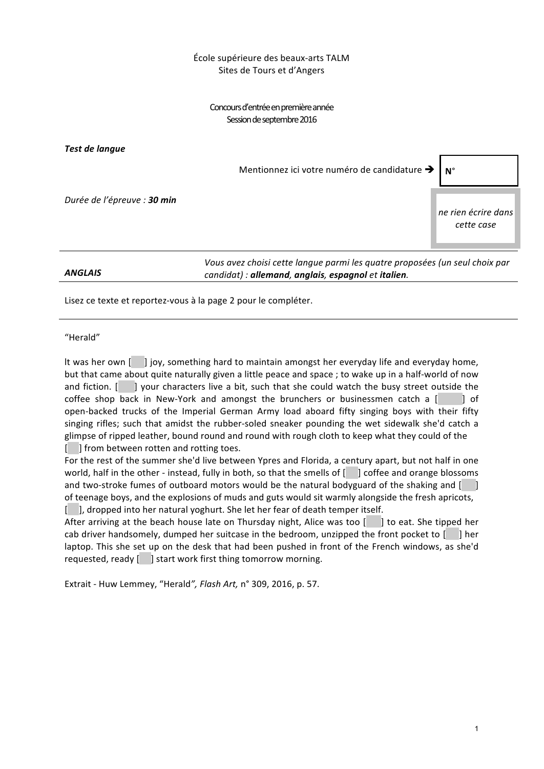École supérieure des beaux-arts TALM
Sites de Tours et d'Angers

Concours d'entrée en première année
Session de septembre 2016

***Test de langue***

Mentionnez ici votre numéro de candidature ➔ **N°**

*Durée de l'épreuve : **30 min***

*ne rien écrire dans cette case*

***ANGLAIS***

*Vous avez choisi cette langue parmi les quatre proposées (un seul choix par candidat) : **allemand**, **anglais**, **espagnol** et **italien**.*

Lisez ce texte et reportez-vous à la page 2 pour le compléter.

---

"Herald"

It was her own [ ] joy, something hard to maintain amongst her everyday life and everyday home, but that came about quite naturally given a little peace and space ; to wake up in a half-world of now and fiction. [ ] your characters live a bit, such that she could watch the busy street outside the coffee shop back in New-York and amongst the brunchers or businessmen catch a [ ] of open-backed trucks of the Imperial German Army load aboard fifty singing boys with their fifty singing rifles; such that amidst the rubber-soled sneaker pounding the wet sidewalk she'd catch a glimpse of ripped leather, bound round and round with rough cloth to keep what they could of the [ ] from between rotten and rotting toes.

For the rest of the summer she'd live between Ypres and Florida, a century apart, but not half in one world, half in the other - instead, fully in both, so that the smells of [ ] coffee and orange blossoms and two-stroke fumes of outboard motors would be the natural bodyguard of the shaking and [ ] of teenage boys, and the explosions of muds and guts would sit warmly alongside the fresh apricots, [ ], dropped into her natural yoghurt. She let her fear of death temper itself.

After arriving at the beach house late on Thursday night, Alice was too [ ] to eat. She tipped her cab driver handsomely, dumped her suitcase in the bedroom, unzipped the front pocket to [ ] her laptop. This she set up on the desk that had been pushed in front of the French windows, as she'd requested, ready [ ] start work first thing tomorrow morning.

Extrait - Huw Lemmey, "Herald*", Flash Art,* n° 309, 2016, p. 57.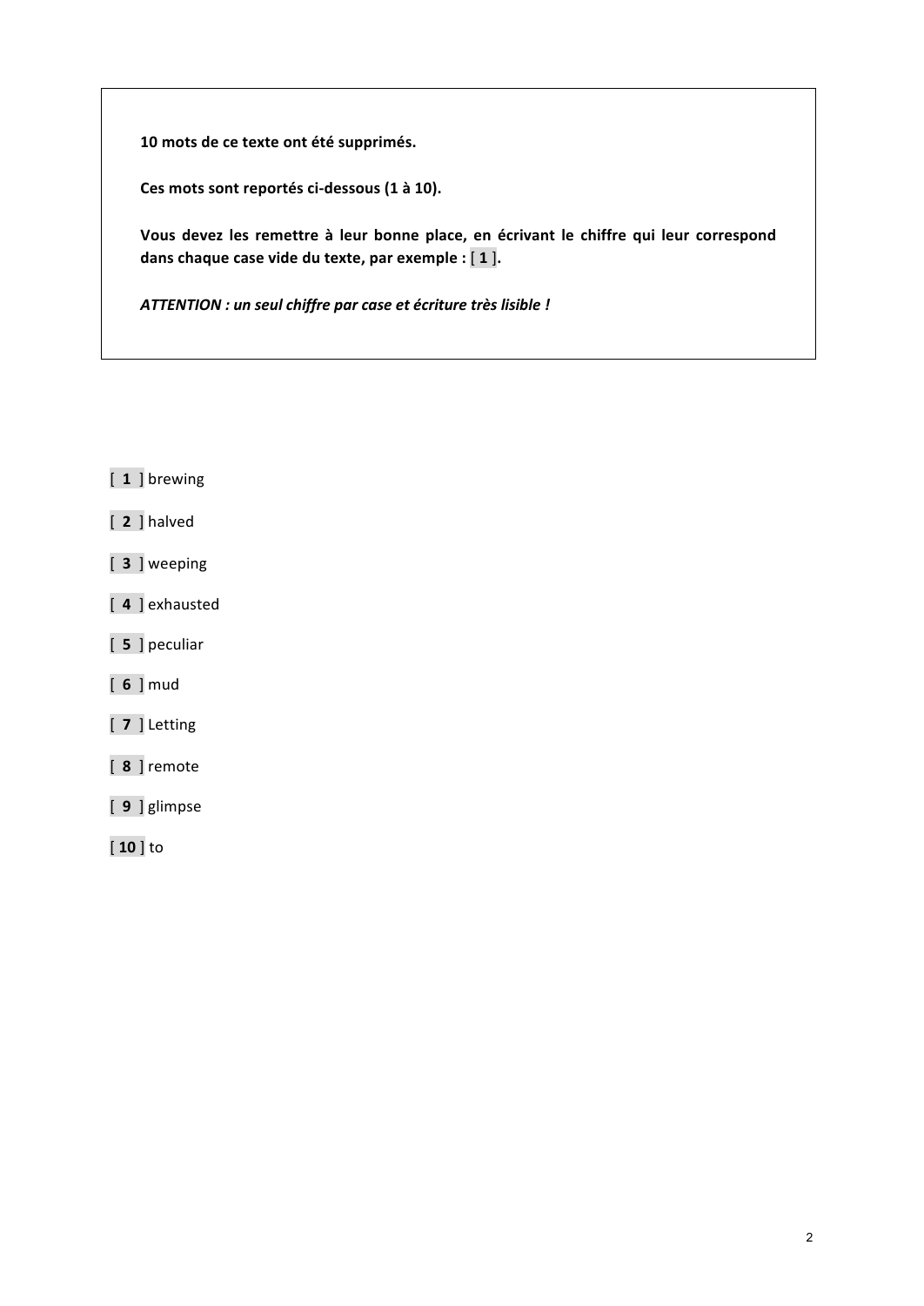**10 mots de ce texte ont été supprimés.**

**Ces mots sont reportés ci-dessous (1 à 10).**

**Vous devez les remettre à leur bonne place, en écrivant le chiffre qui leur correspond dans chaque case vide du texte, par exemple : [ 1 ].**

***ATTENTION : un seul chiffre par case et écriture très lisible !***

[ **1** ] brewing

[ **2** ] halved

[ **3** ] weeping

[ **4** ] exhausted

[ **5** ] peculiar

[ **6** ] mud

[ **7** ] Letting

[ **8** ] remote

[ **9** ] glimpse

[ **10** ] to